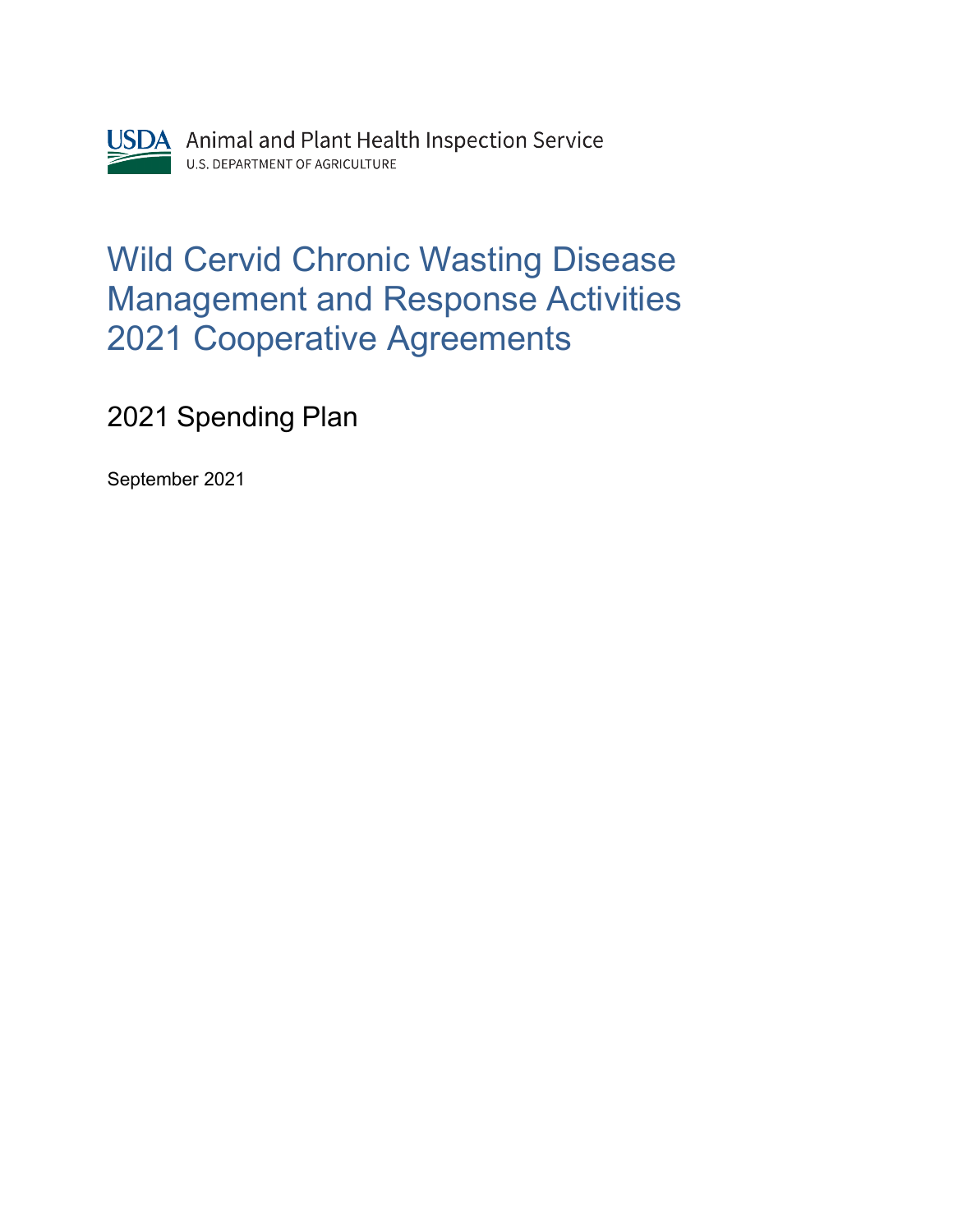USDA Animal and Plant Health Inspection Service
U.S. DEPARTMENT OF AGRICULTURE

# Wild Cervid Chronic Wasting Disease Management and Response Activities 2021 Cooperative Agreements

## 2021 Spending Plan

September 2021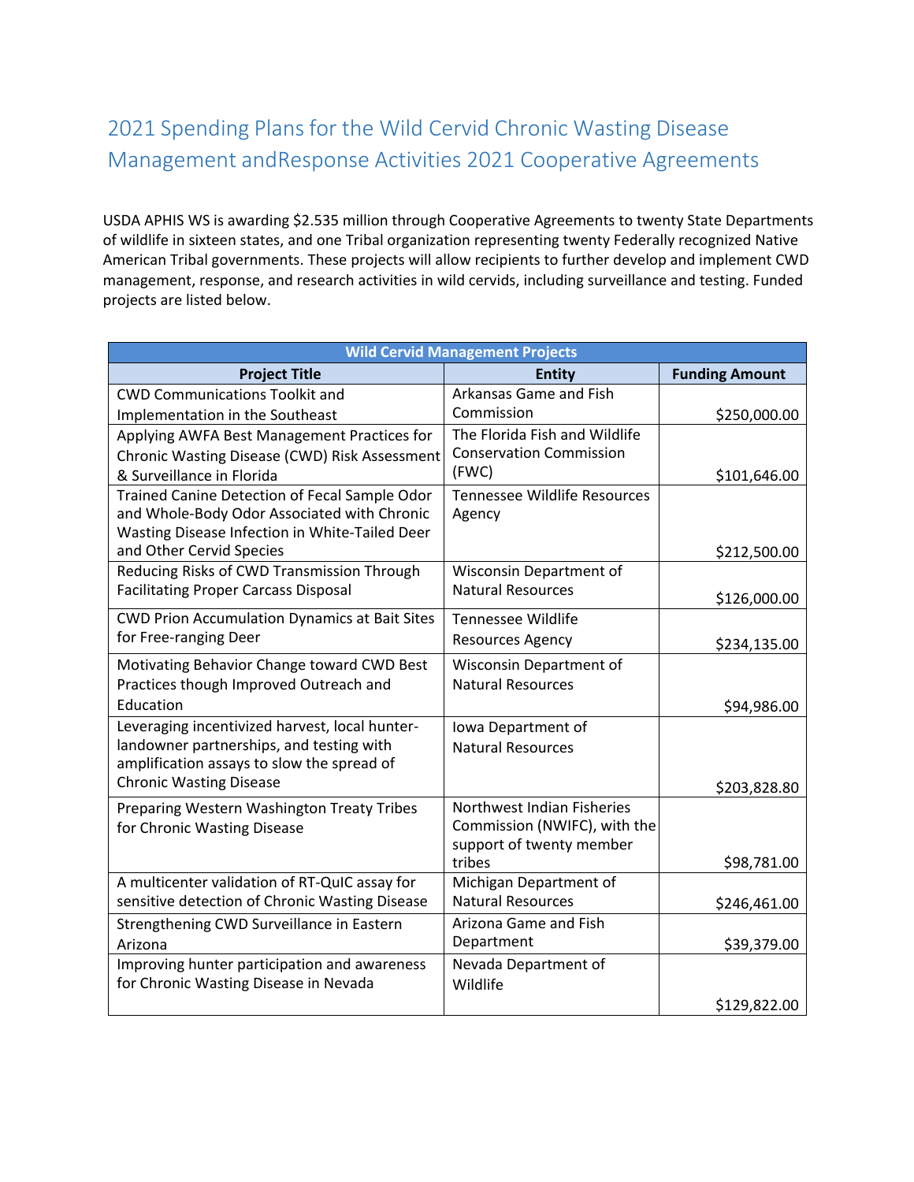# 2021 Spending Plans for the Wild Cervid Chronic Wasting Disease Management andResponse Activities 2021 Cooperative Agreements

USDA APHIS WS is awarding $2.535 million through Cooperative Agreements to twenty State Departments of wildlife in sixteen states, and one Tribal organization representing twenty Federally recognized Native American Tribal governments. These projects will allow recipients to further develop and implement CWD management, response, and research activities in wild cervids, including surveillance and testing. Funded projects are listed below.

| Wild Cervid Management Projects | | |
|---|---|---|
| **Project Title** | **Entity** | **Funding Amount** |
| CWD Communications Toolkit and Implementation in the Southeast | Arkansas Game and Fish Commission | $250,000.00 |
| Applying AWFA Best Management Practices for Chronic Wasting Disease (CWD) Risk Assessment & Surveillance in Florida | The Florida Fish and Wildlife Conservation Commission (FWC) | $101,646.00 |
| Trained Canine Detection of Fecal Sample Odor and Whole-Body Odor Associated with Chronic Wasting Disease Infection in White-Tailed Deer and Other Cervid Species | Tennessee Wildlife Resources Agency | $212,500.00 |
| Reducing Risks of CWD Transmission Through Facilitating Proper Carcass Disposal | Wisconsin Department of Natural Resources | $126,000.00 |
| CWD Prion Accumulation Dynamics at Bait Sites for Free-ranging Deer | Tennessee Wildlife Resources Agency | $234,135.00 |
| Motivating Behavior Change toward CWD Best Practices though Improved Outreach and Education | Wisconsin Department of Natural Resources | $94,986.00 |
| Leveraging incentivized harvest, local hunter-landowner partnerships, and testing with amplification assays to slow the spread of Chronic Wasting Disease | Iowa Department of Natural Resources | $203,828.80 |
| Preparing Western Washington Treaty Tribes for Chronic Wasting Disease | Northwest Indian Fisheries Commission (NWIFC), with the support of twenty member tribes | $98,781.00 |
| A multicenter validation of RT-QuIC assay for sensitive detection of Chronic Wasting Disease | Michigan Department of Natural Resources | $246,461.00 |
| Strengthening CWD Surveillance in Eastern Arizona | Arizona Game and Fish Department | $39,379.00 |
| Improving hunter participation and awareness for Chronic Wasting Disease in Nevada | Nevada Department of Wildlife | $129,822.00 |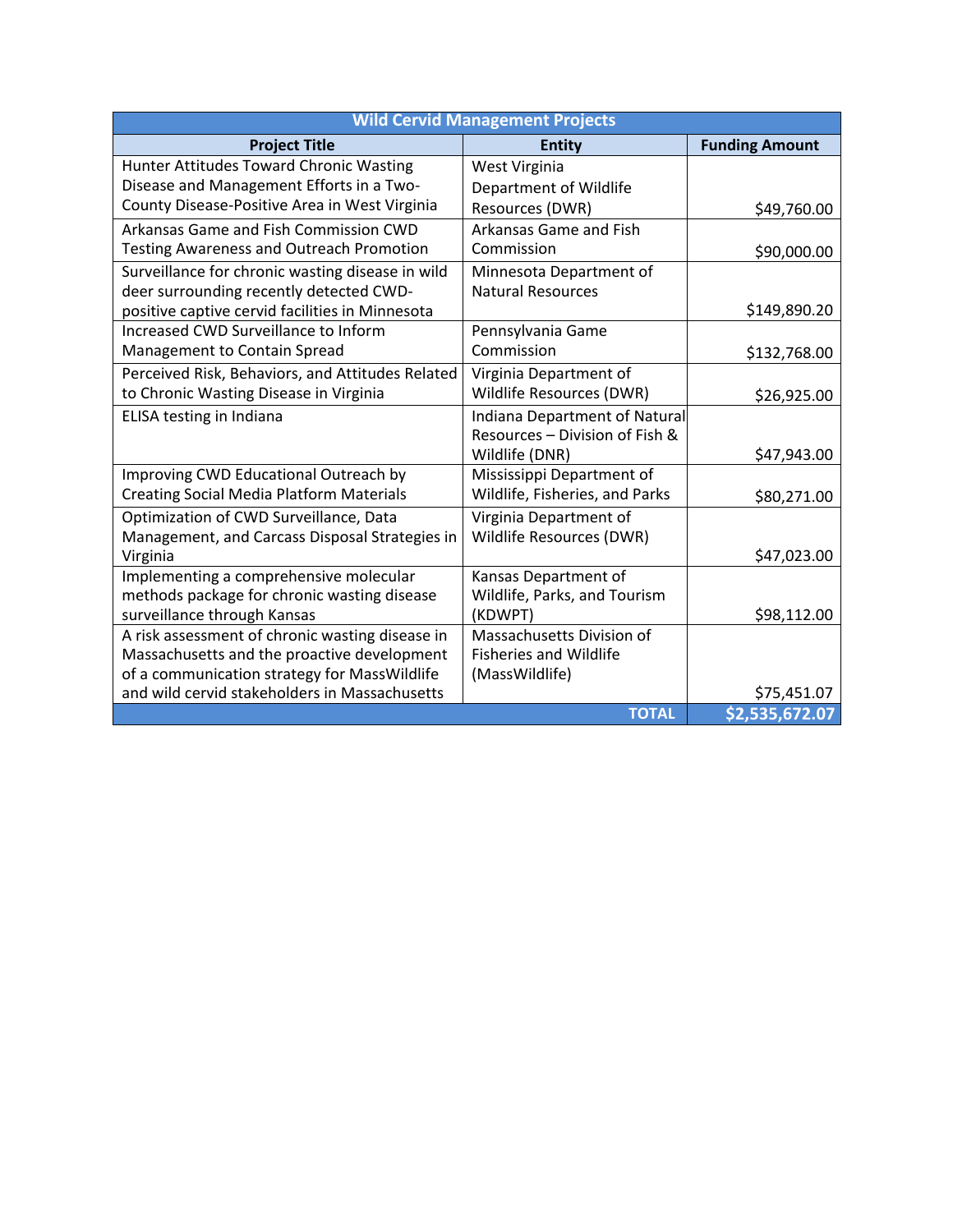| Wild Cervid Management Projects | | |
|---|---|---|
| **Project Title** | **Entity** | **Funding Amount** |
| Hunter Attitudes Toward Chronic Wasting Disease and Management Efforts in a Two-County Disease-Positive Area in West Virginia | West Virginia Department of Wildlife Resources (DWR) | $49,760.00 |
| Arkansas Game and Fish Commission CWD Testing Awareness and Outreach Promotion | Arkansas Game and Fish Commission | $90,000.00 |
| Surveillance for chronic wasting disease in wild deer surrounding recently detected CWD-positive captive cervid facilities in Minnesota | Minnesota Department of Natural Resources | $149,890.20 |
| Increased CWD Surveillance to Inform Management to Contain Spread | Pennsylvania Game Commission | $132,768.00 |
| Perceived Risk, Behaviors, and Attitudes Related to Chronic Wasting Disease in Virginia | Virginia Department of Wildlife Resources (DWR) | $26,925.00 |
| ELISA testing in Indiana | Indiana Department of Natural Resources – Division of Fish & Wildlife (DNR) | $47,943.00 |
| Improving CWD Educational Outreach by Creating Social Media Platform Materials | Mississippi Department of Wildlife, Fisheries, and Parks | $80,271.00 |
| Optimization of CWD Surveillance, Data Management, and Carcass Disposal Strategies in Virginia | Virginia Department of Wildlife Resources (DWR) | $47,023.00 |
| Implementing a comprehensive molecular methods package for chronic wasting disease surveillance through Kansas | Kansas Department of Wildlife, Parks, and Tourism (KDWPT) | $98,112.00 |
| A risk assessment of chronic wasting disease in Massachusetts and the proactive development of a communication strategy for MassWildlife and wild cervid stakeholders in Massachusetts | Massachusetts Division of Fisheries and Wildlife (MassWildlife) | $75,451.07 |
| | **TOTAL** | **$2,535,672.07** |